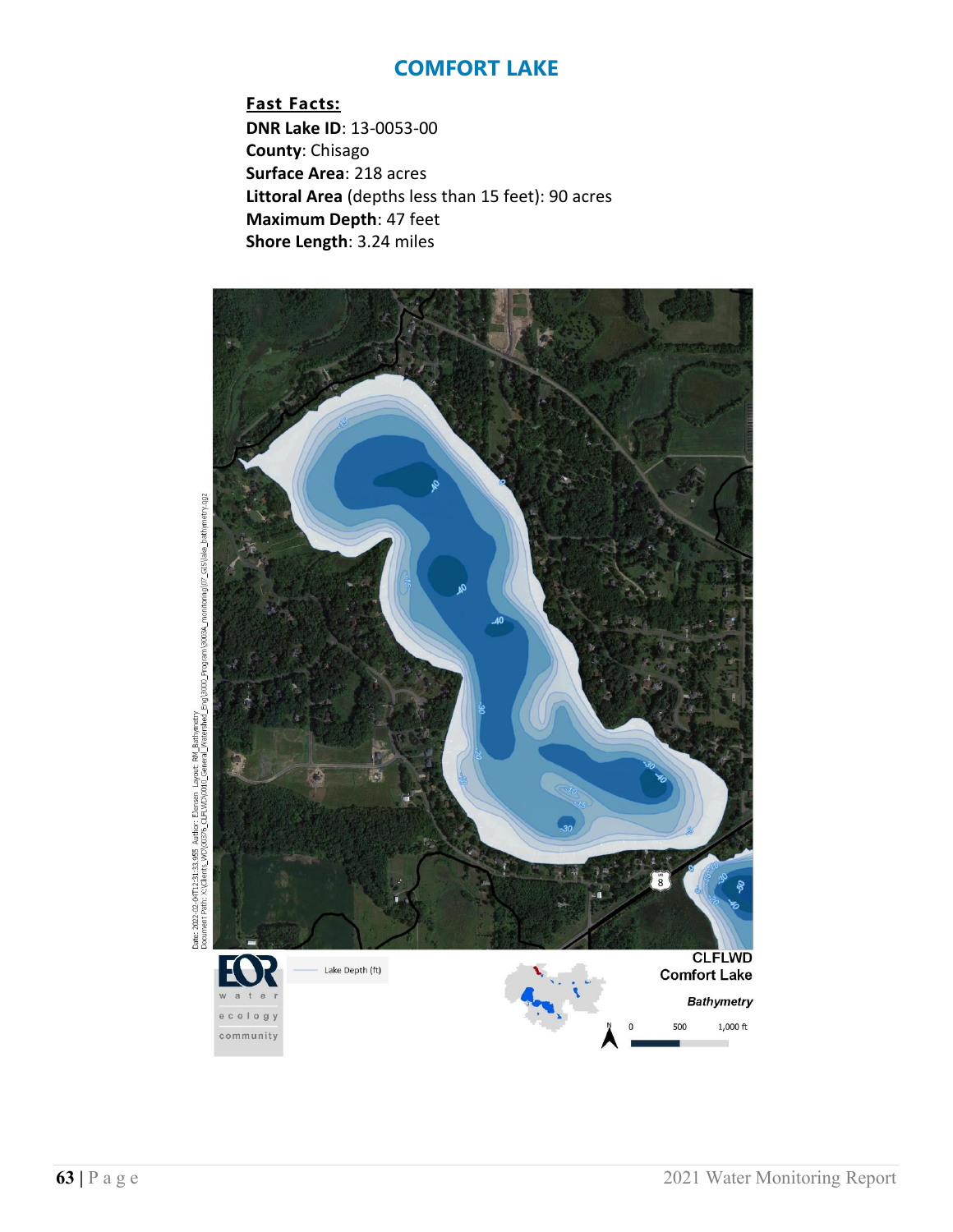# COMFORT LAKE

**Fast Facts:**

**DNR Lake ID**: 13-0053-00
**County**: Chisago
**Surface Area**: 218 acres
**Littoral Area** (depths less than 15 feet): 90 acres
**Maximum Depth**: 47 feet
**Shore Length**: 3.24 miles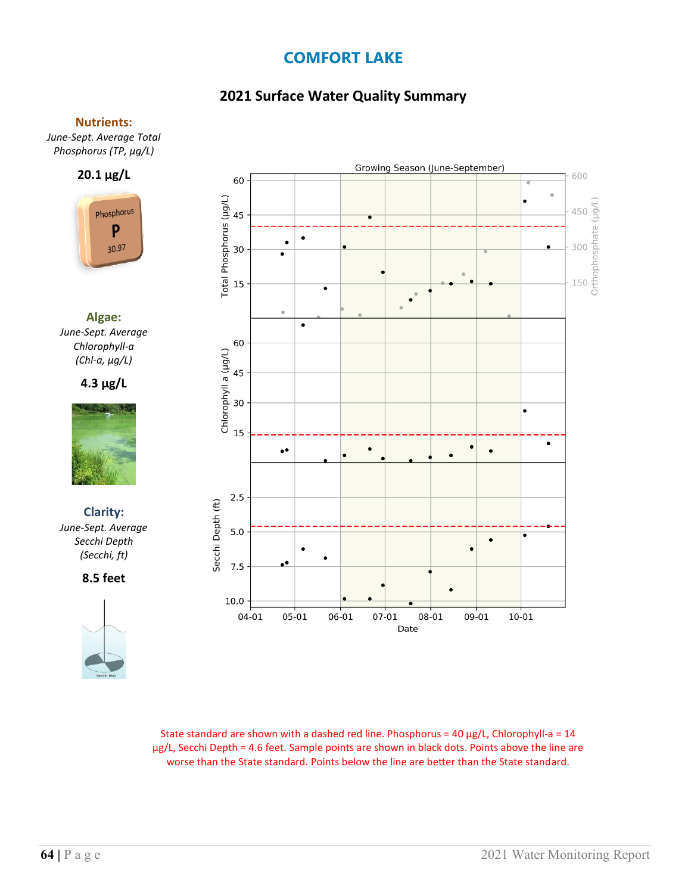# COMFORT LAKE

## 2021 Surface Water Quality Summary

**Nutrients:**

*June-Sept. Average Total Phosphorus (TP, µg/L)*

**20.1 µg/L**

**Algae:**

*June-Sept. Average Chlorophyll-a (Chl-a, µg/L)*

**4.3 µg/L**

**Clarity:**

*June-Sept. Average Secchi Depth (Secchi, ft)*

**8.5 feet**

State standard are shown with a dashed red line. Phosphorus = 40 µg/L, Chlorophyll-a = 14 µg/L, Secchi Depth = 4.6 feet. Sample points are shown in black dots. Points above the line are worse than the State standard. Points below the line are better than the State standard.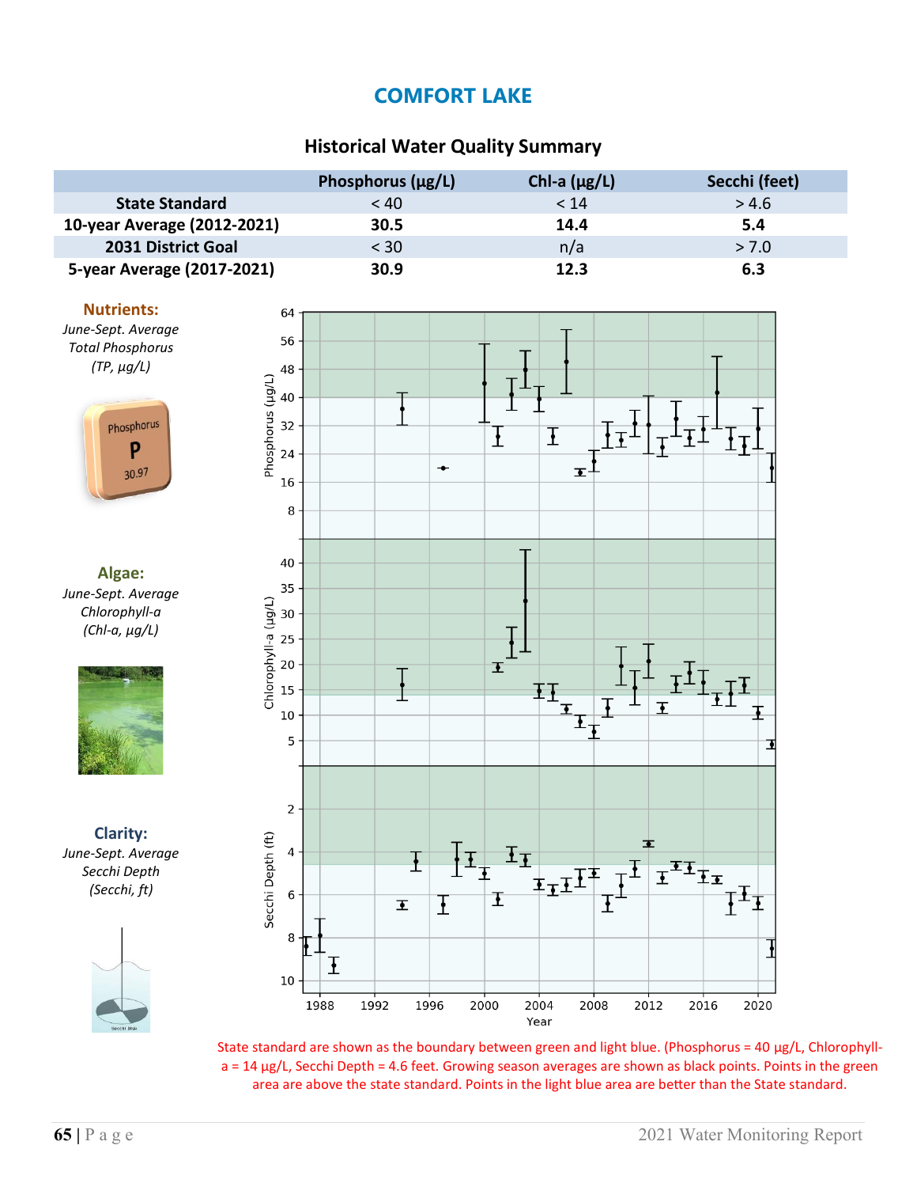# COMFORT LAKE

## Historical Water Quality Summary

| | Phosphorus (µg/L) | Chl-a (µg/L) | Secchi (feet) |
|---|---|---|---|
| **State Standard** | < 40 | < 14 | > 4.6 |
| **10-year Average (2012-2021)** | **30.5** | **14.4** | **5.4** |
| **2031 District Goal** | < 30 | n/a | > 7.0 |
| **5-year Average (2017-2021)** | **30.9** | **12.3** | **6.3** |

**Nutrients:**
*June-Sept. Average Total Phosphorus (TP, µg/L)*

**Algae:**
*June-Sept. Average Chlorophyll-a (Chl-a, µg/L)*

**Clarity:**
*June-Sept. Average Secchi Depth (Secchi, ft)*

State standard are shown as the boundary between green and light blue. (Phosphorus = 40 µg/L, Chlorophyll-a = 14 µg/L, Secchi Depth = 4.6 feet. Growing season averages are shown as black points. Points in the green area are above the state standard. Points in the light blue area are better than the State standard.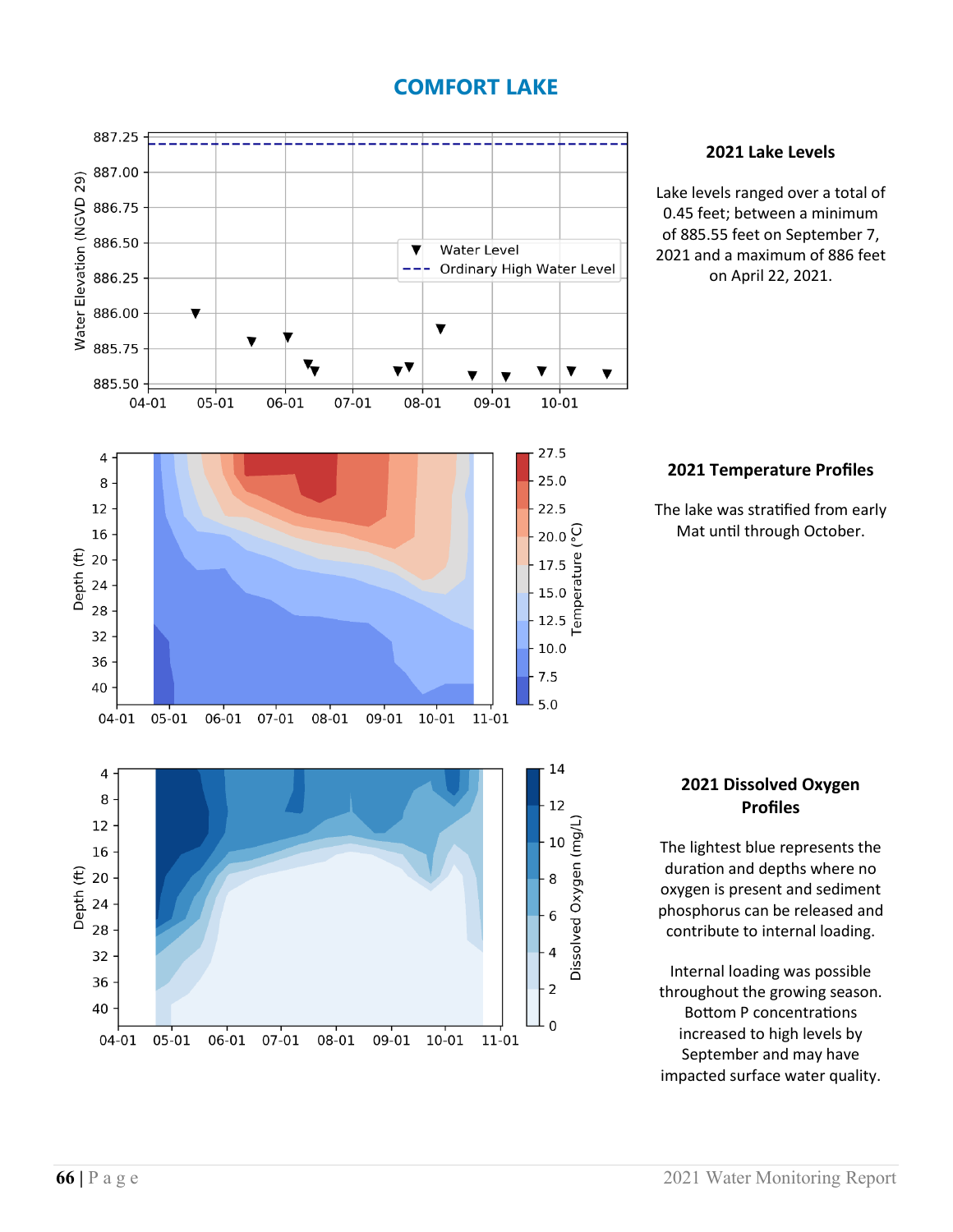# COMFORT LAKE

887.25
887.00
886.75
886.50
886.25
886.00
885.75
885.50
Water Elevation (NGVD 29)
04-01
05-01
06-01
07-01
08-01
09-01
10-01
Water Level
Ordinary High Water Level

### 2021 Lake Levels

Lake levels ranged over a total of 0.45 feet; between a minimum of 885.55 feet on September 7, 2021 and a maximum of 886 feet on April 22, 2021.

4
8
12
16
20
24
28
32
36
40
Depth (ft)
04-01
05-01
06-01
07-01
08-01
09-01
10-01
11-01
27.5
25.0
22.5
20.0
17.5
15.0
12.5
10.0
7.5
5.0
Temperature (°C)

### 2021 Temperature Profiles

The lake was stratified from early Mat until through October.

4
8
12
16
20
24
28
32
36
40
Depth (ft)
04-01
05-01
06-01
07-01
08-01
09-01
10-01
11-01
14
12
10
8
6
4
2
0
Dissolved Oxygen (mg/L)

### 2021 Dissolved Oxygen Profiles

The lightest blue represents the duration and depths where no oxygen is present and sediment phosphorus can be released and contribute to internal loading.

Internal loading was possible throughout the growing season. Bottom P concentrations increased to high levels by September and may have impacted surface water quality.